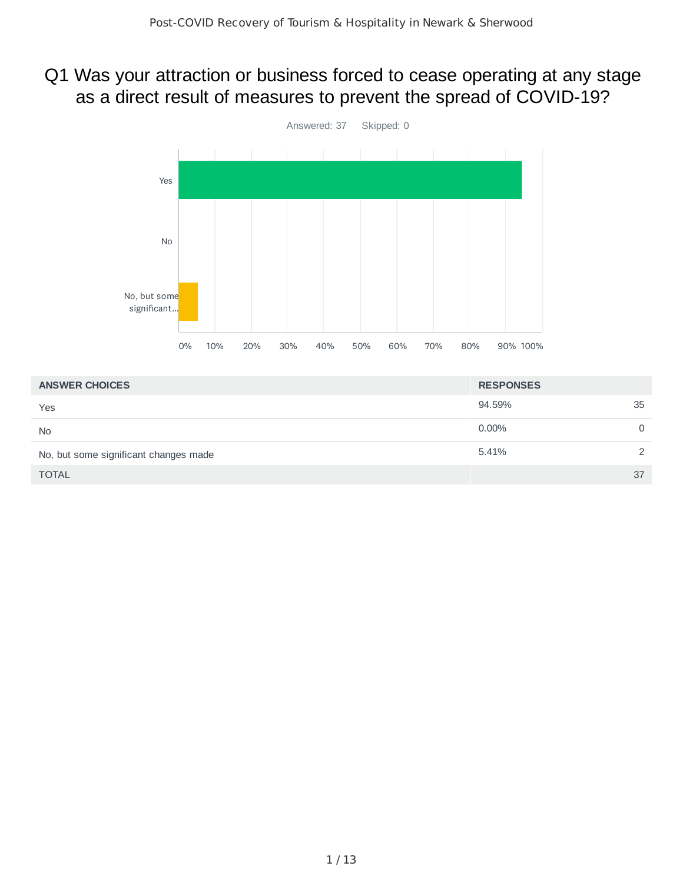# Q1 Was your attraction or business forced to cease operating at any stage as a direct result of measures to prevent the spread of COVID-19?

Answered: 37 Skipped: 0

| ANSWER CHOICES | RESPONSES | |
|---|---|---|
| Yes | 94.59% | 35 |
| No | 0.00% | 0 |
| No, but some significant changes made | 5.41% | 2 |
| TOTAL | | 37 |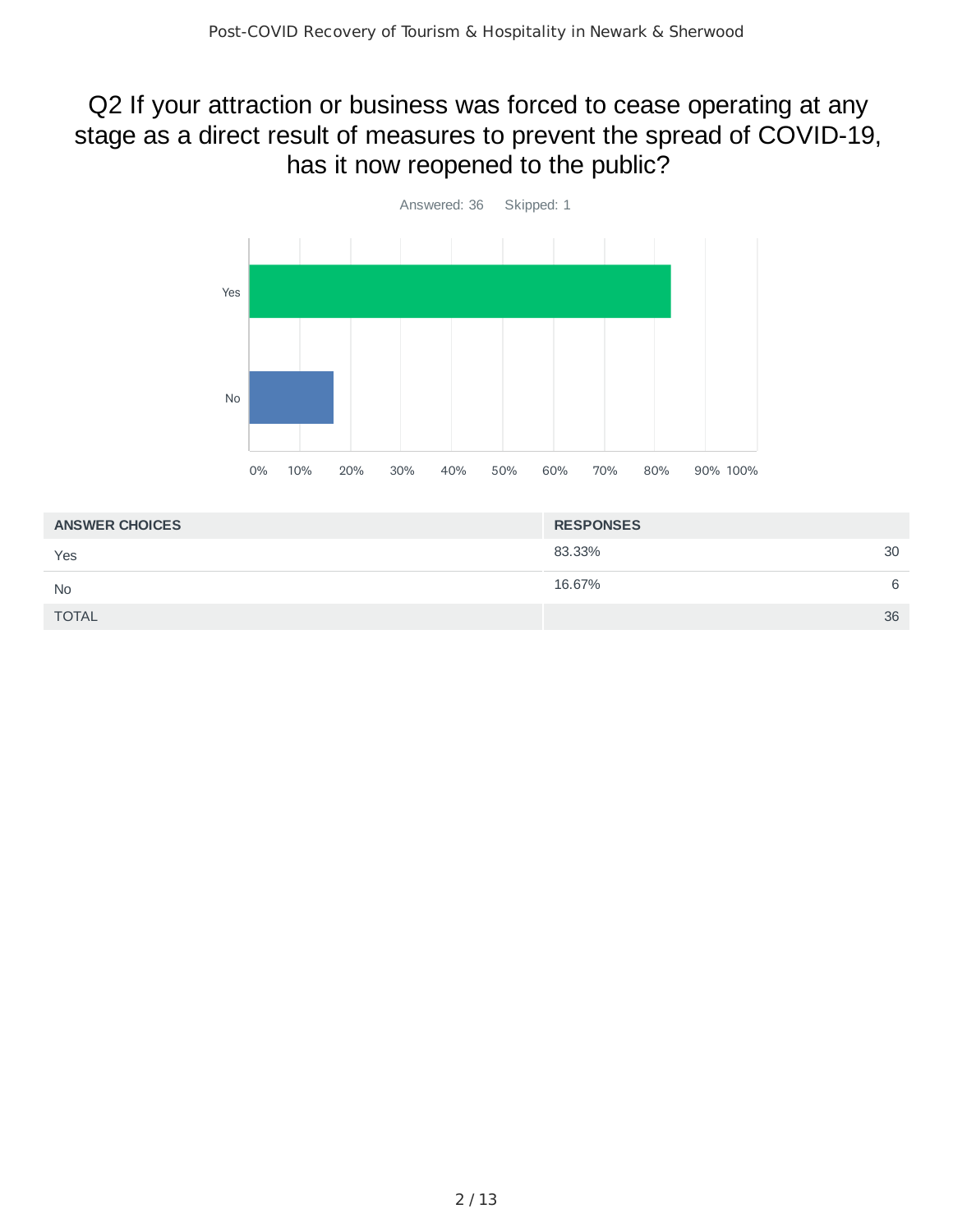## Q2 If your attraction or business was forced to cease operating at any stage as a direct result of measures to prevent the spread of COVID-19, has it now reopened to the public?

Answered: 36 Skipped: 1

| ANSWER CHOICES | RESPONSES | |
|---|---|---|
| Yes | 83.33% | 30 |
| No | 16.67% | 6 |
| TOTAL | | 36 |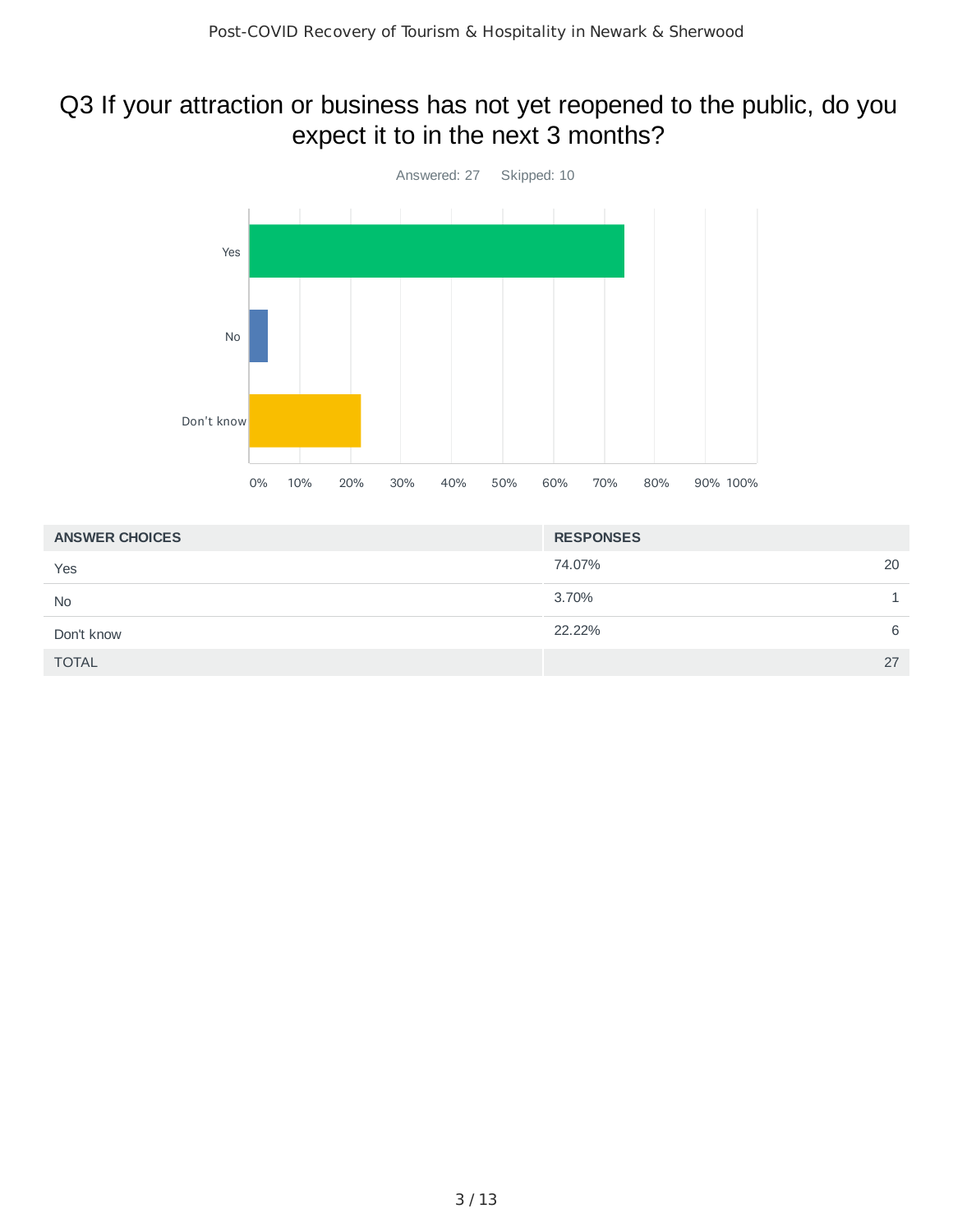# Q3 If your attraction or business has not yet reopened to the public, do you expect it to in the next 3 months?

Answered: 27 Skipped: 10

| ANSWER CHOICES | RESPONSES | |
|---|---|---|
| Yes | 74.07% | 20 |
| No | 3.70% | 1 |
| Don't know | 22.22% | 6 |
| TOTAL | | 27 |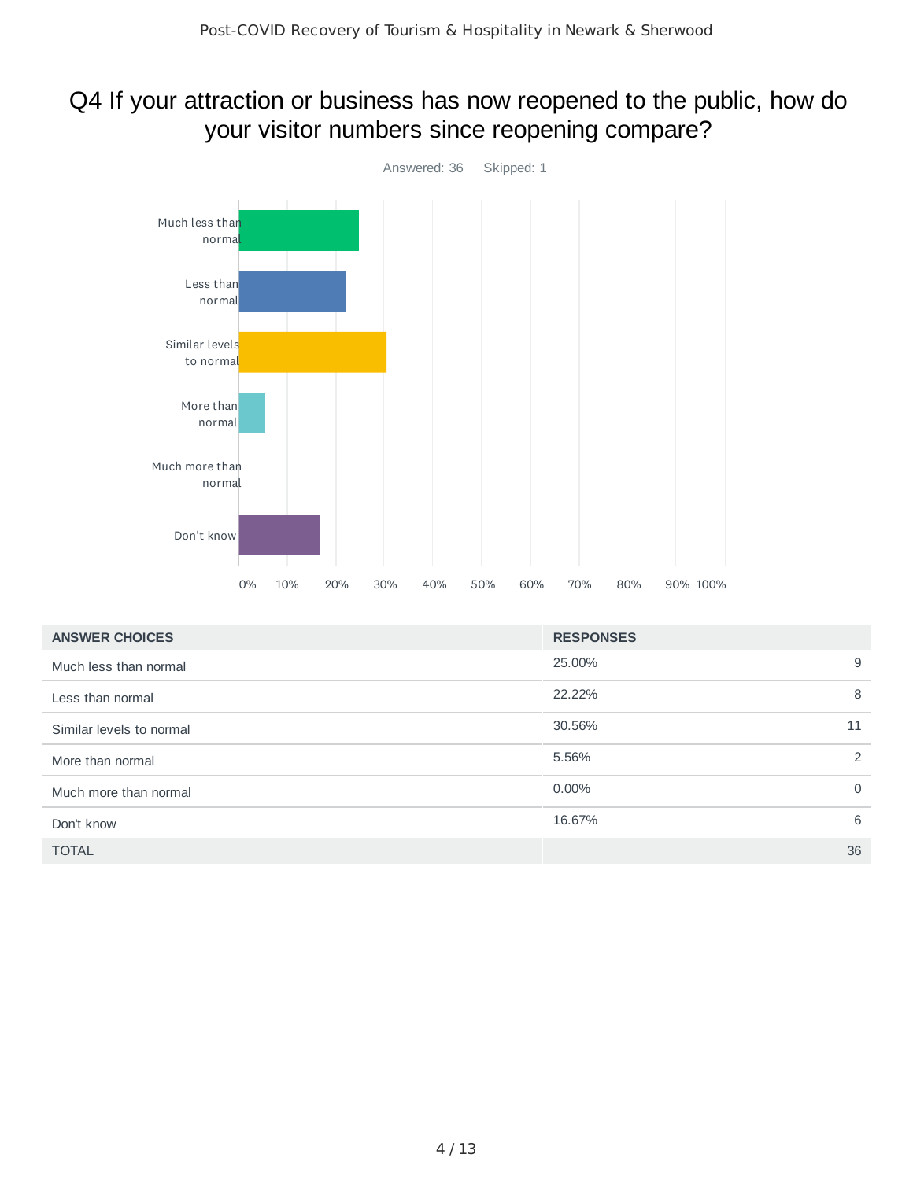# Q4 If your attraction or business has now reopened to the public, how do your visitor numbers since reopening compare?

Answered: 36 Skipped: 1

| ANSWER CHOICES | RESPONSES | |
|---|---|---|
| Much less than normal | 25.00% | 9 |
| Less than normal | 22.22% | 8 |
| Similar levels to normal | 30.56% | 11 |
| More than normal | 5.56% | 2 |
| Much more than normal | 0.00% | 0 |
| Don't know | 16.67% | 6 |
| TOTAL | | 36 |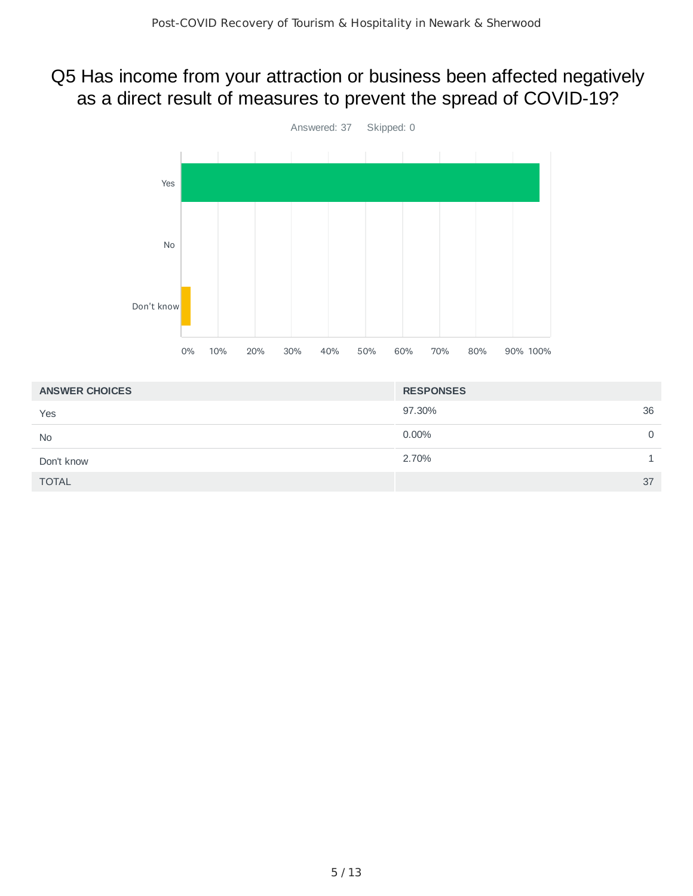# Q5 Has income from your attraction or business been affected negatively as a direct result of measures to prevent the spread of COVID-19?

Answered: 37 Skipped: 0

| ANSWER CHOICES | RESPONSES | |
|---|---|---|
| Yes | 97.30% | 36 |
| No | 0.00% | 0 |
| Don't know | 2.70% | 1 |
| TOTAL | | 37 |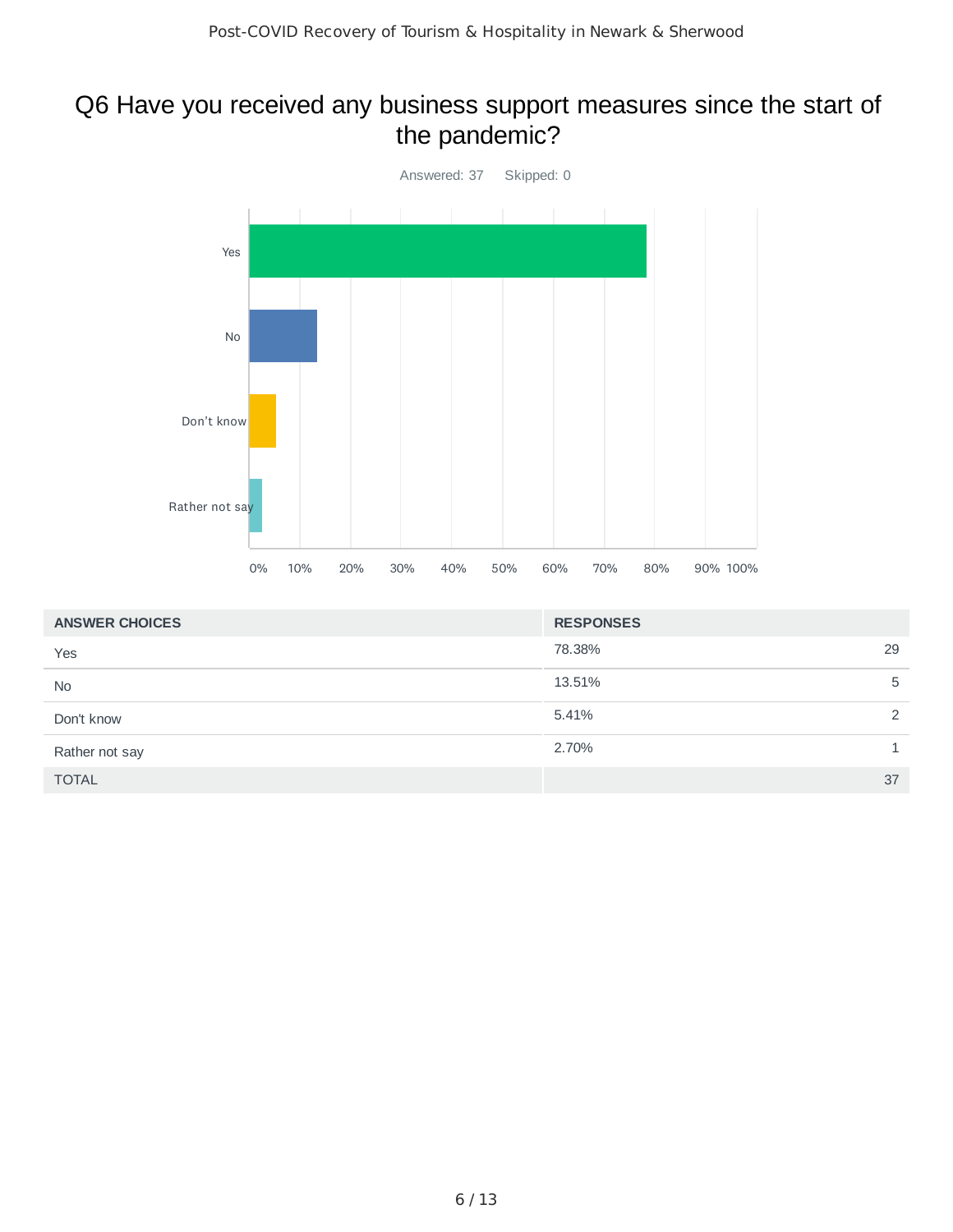## Q6 Have you received any business support measures since the start of the pandemic?

Answered: 37 Skipped: 0

| ANSWER CHOICES | RESPONSES | |
|---|---|---|
| Yes | 78.38% | 29 |
| No | 13.51% | 5 |
| Don't know | 5.41% | 2 |
| Rather not say | 2.70% | 1 |
| TOTAL | | 37 |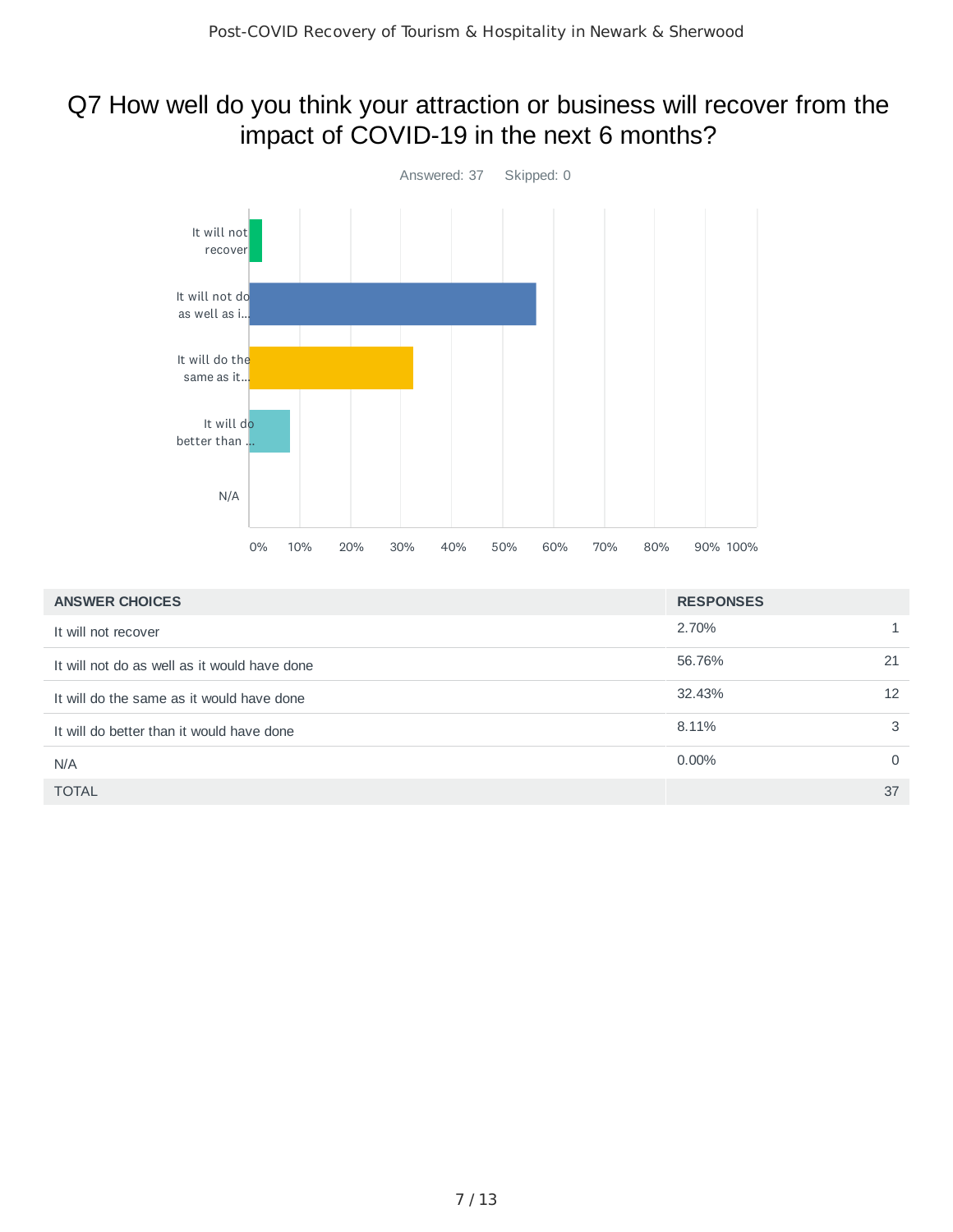# Q7 How well do you think your attraction or business will recover from the impact of COVID-19 in the next 6 months?

Answered: 37 Skipped: 0

| ANSWER CHOICES | RESPONSES | |
|---|---|---|
| It will not recover | 2.70% | 1 |
| It will not do as well as it would have done | 56.76% | 21 |
| It will do the same as it would have done | 32.43% | 12 |
| It will do better than it would have done | 8.11% | 3 |
| N/A | 0.00% | 0 |
| TOTAL | | 37 |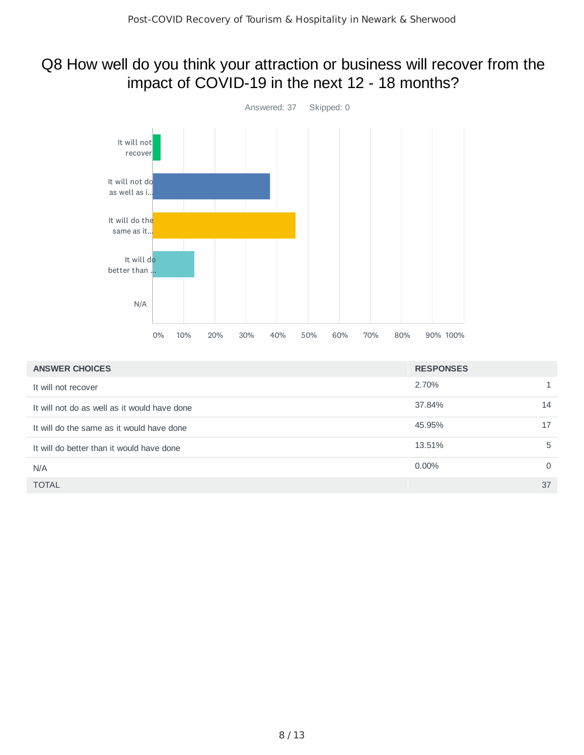# Q8 How well do you think your attraction or business will recover from the impact of COVID-19 in the next 12 - 18 months?

Answered: 37 Skipped: 0

| ANSWER CHOICES | RESPONSES | |
|---|---|---|
| It will not recover | 2.70% | 1 |
| It will not do as well as it would have done | 37.84% | 14 |
| It will do the same as it would have done | 45.95% | 17 |
| It will do better than it would have done | 13.51% | 5 |
| N/A | 0.00% | 0 |
| TOTAL | | 37 |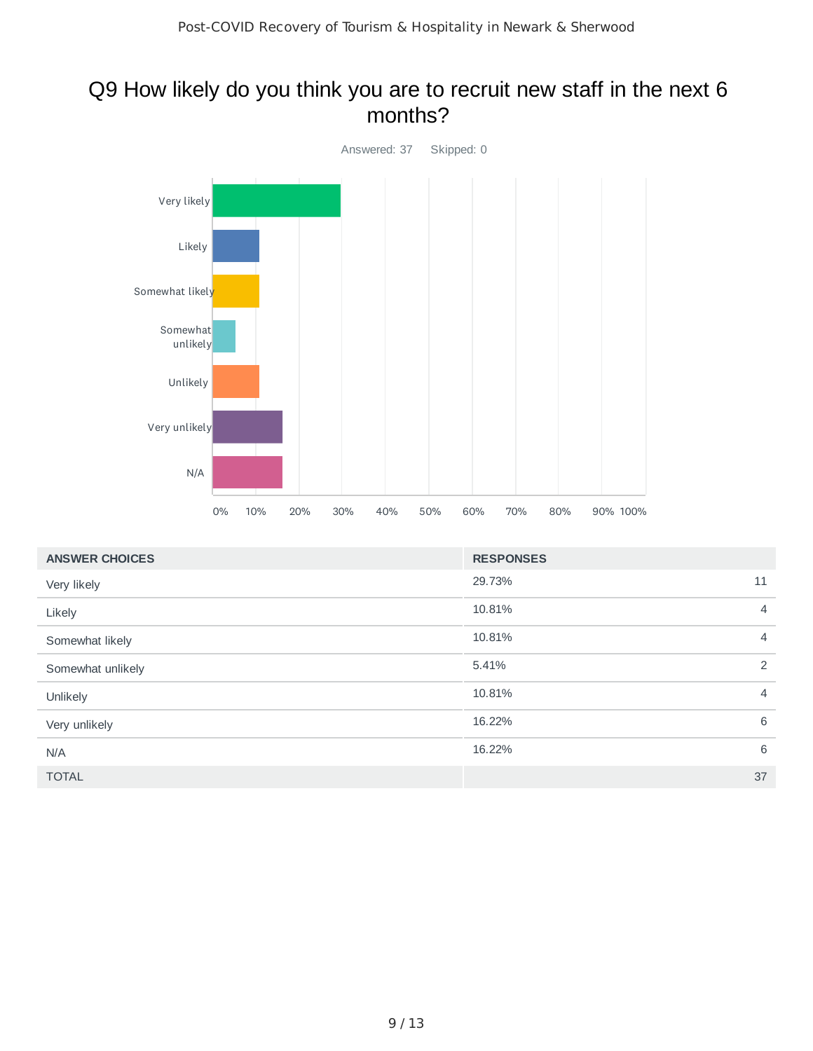## Q9 How likely do you think you are to recruit new staff in the next 6 months?

Answered: 37 Skipped: 0

| ANSWER CHOICES | RESPONSES | |
|---|---|---|
| Very likely | 29.73% | 11 |
| Likely | 10.81% | 4 |
| Somewhat likely | 10.81% | 4 |
| Somewhat unlikely | 5.41% | 2 |
| Unlikely | 10.81% | 4 |
| Very unlikely | 16.22% | 6 |
| N/A | 16.22% | 6 |
| TOTAL | | 37 |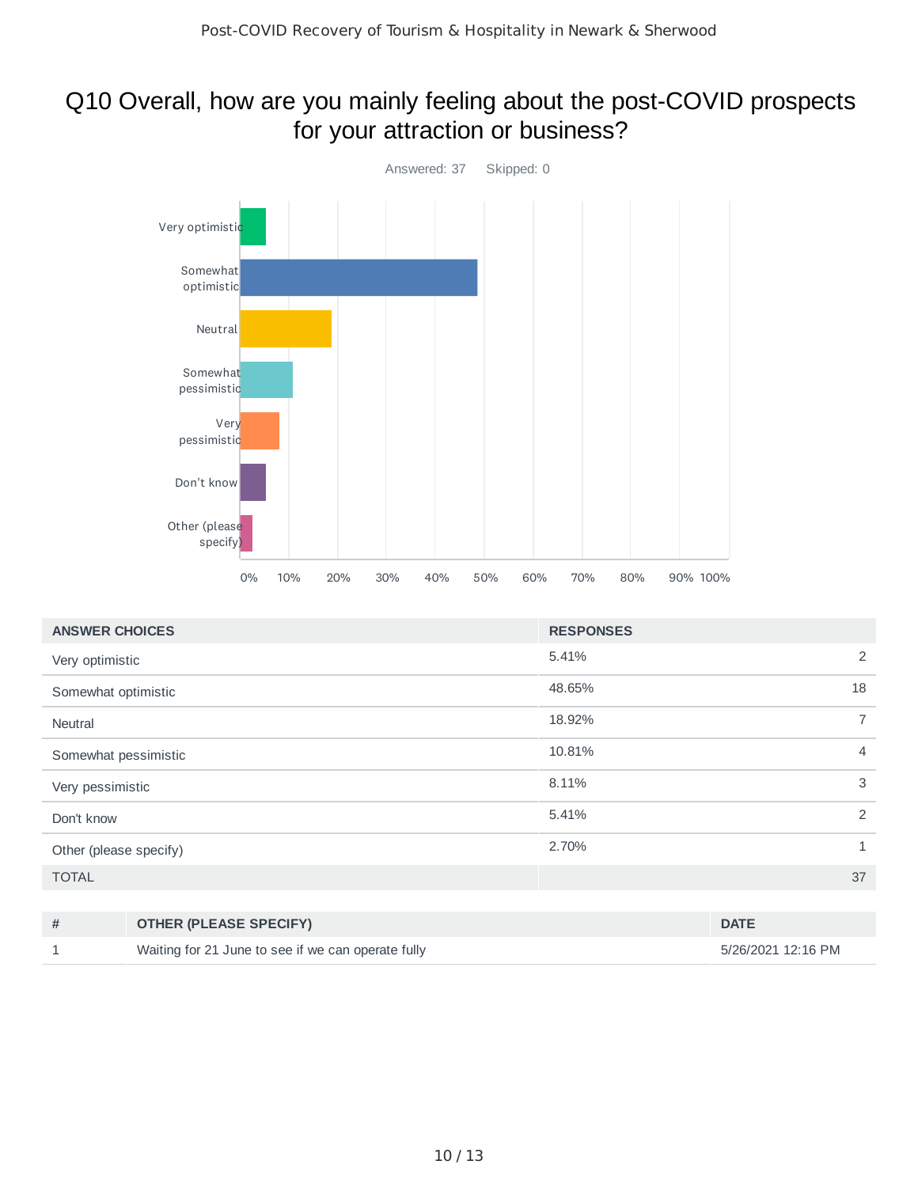# Q10 Overall, how are you mainly feeling about the post-COVID prospects for your attraction or business?

Answered: 37 Skipped: 0

| ANSWER CHOICES | RESPONSES | |
|---|---|---|
| Very optimistic | 5.41% | 2 |
| Somewhat optimistic | 48.65% | 18 |
| Neutral | 18.92% | 7 |
| Somewhat pessimistic | 10.81% | 4 |
| Very pessimistic | 8.11% | 3 |
| Don't know | 5.41% | 2 |
| Other (please specify) | 2.70% | 1 |
| TOTAL | | 37 |

| # | OTHER (PLEASE SPECIFY) | DATE |
|---|---|---|
| 1 | Waiting for 21 June to see if we can operate fully | 5/26/2021 12:16 PM |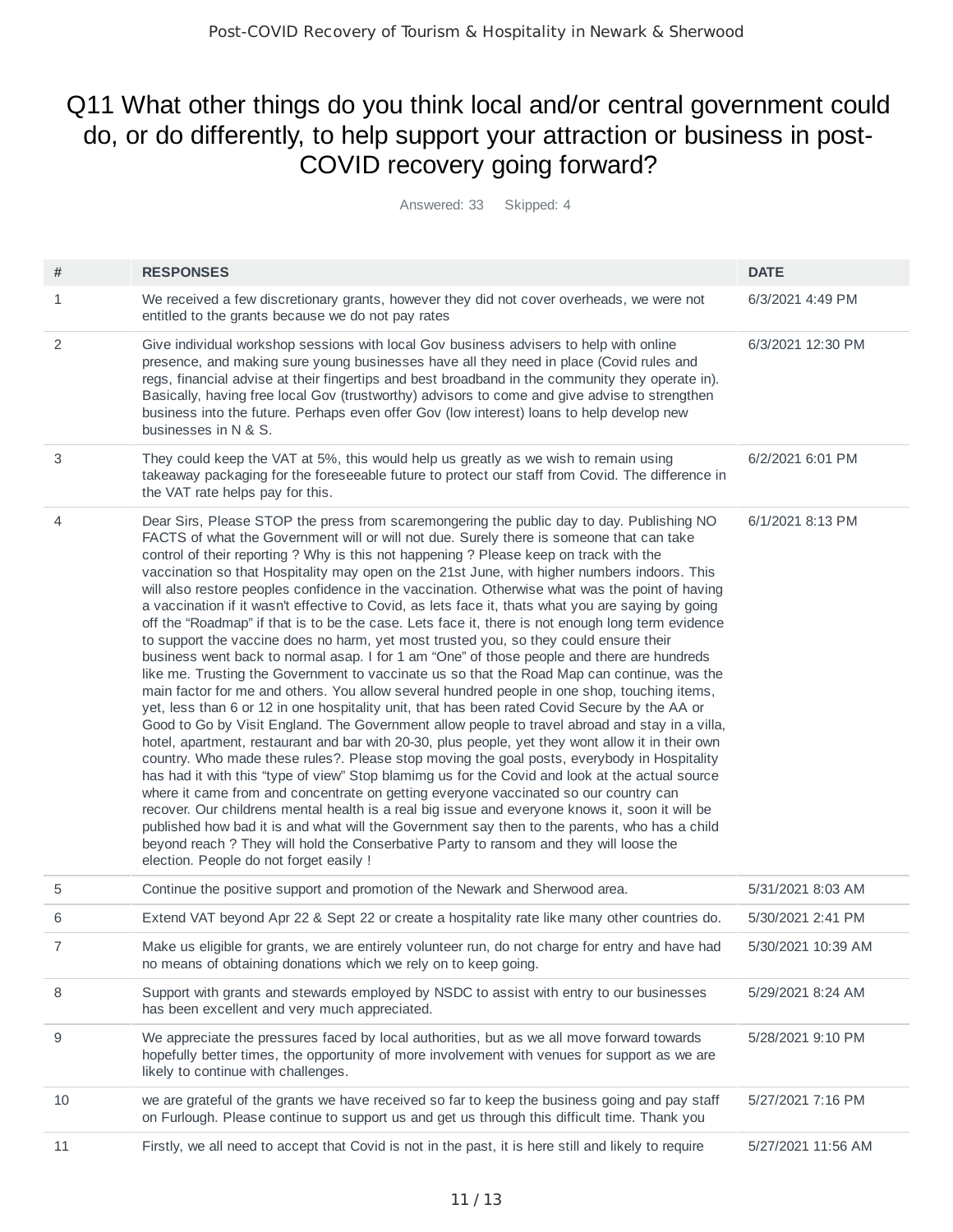# Q11 What other things do you think local and/or central government could do, or do differently, to help support your attraction or business in post-COVID recovery going forward?

Answered: 33 Skipped: 4

| # | RESPONSES | DATE |
|---|---|---|
| 1 | We received a few discretionary grants, however they did not cover overheads, we were not entitled to the grants because we do not pay rates | 6/3/2021 4:49 PM |
| 2 | Give individual workshop sessions with local Gov business advisers to help with online presence, and making sure young businesses have all they need in place (Covid rules and regs, financial advise at their fingertips and best broadband in the community they operate in). Basically, having free local Gov (trustworthy) advisors to come and give advise to strengthen business into the future. Perhaps even offer Gov (low interest) loans to help develop new businesses in N & S. | 6/3/2021 12:30 PM |
| 3 | They could keep the VAT at 5%, this would help us greatly as we wish to remain using takeaway packaging for the foreseeable future to protect our staff from Covid. The difference in the VAT rate helps pay for this. | 6/2/2021 6:01 PM |
| 4 | Dear Sirs, Please STOP the press from scaremongering the public day to day. Publishing NO FACTS of what the Government will or will not due. Surely there is someone that can take control of their reporting ? Why is this not happening ? Please keep on track with the vaccination so that Hospitality may open on the 21st June, with higher numbers indoors. This will also restore peoples confidence in the vaccination. Otherwise what was the point of having a vaccination if it wasn't effective to Covid, as lets face it, thats what you are saying by going off the "Roadmap" if that is to be the case. Lets face it, there is not enough long term evidence to support the vaccine does no harm, yet most trusted you, so they could ensure their business went back to normal asap. I for 1 am "One" of those people and there are hundreds like me. Trusting the Government to vaccinate us so that the Road Map can continue, was the main factor for me and others. You allow several hundred people in one shop, touching items, yet, less than 6 or 12 in one hospitality unit, that has been rated Covid Secure by the AA or Good to Go by Visit England. The Government allow people to travel abroad and stay in a villa, hotel, apartment, restaurant and bar with 20-30, plus people, yet they wont allow it in their own country. Who made these rules?. Please stop moving the goal posts, everybody in Hospitality has had it with this "type of view" Stop blamimg us for the Covid and look at the actual source where it came from and concentrate on getting everyone vaccinated so our country can recover. Our childrens mental health is a real big issue and everyone knows it, soon it will be published how bad it is and what will the Government say then to the parents, who has a child beyond reach ? They will hold the Conserbative Party to ransom and they will loose the election. People do not forget easily ! | 6/1/2021 8:13 PM |
| 5 | Continue the positive support and promotion of the Newark and Sherwood area. | 5/31/2021 8:03 AM |
| 6 | Extend VAT beyond Apr 22 & Sept 22 or create a hospitality rate like many other countries do. | 5/30/2021 2:41 PM |
| 7 | Make us eligible for grants, we are entirely volunteer run, do not charge for entry and have had no means of obtaining donations which we rely on to keep going. | 5/30/2021 10:39 AM |
| 8 | Support with grants and stewards employed by NSDC to assist with entry to our businesses has been excellent and very much appreciated. | 5/29/2021 8:24 AM |
| 9 | We appreciate the pressures faced by local authorities, but as we all move forward towards hopefully better times, the opportunity of more involvement with venues for support as we are likely to continue with challenges. | 5/28/2021 9:10 PM |
| 10 | we are grateful of the grants we have received so far to keep the business going and pay staff on Furlough. Please continue to support us and get us through this difficult time. Thank you | 5/27/2021 7:16 PM |
| 11 | Firstly, we all need to accept that Covid is not in the past, it is here still and likely to require | 5/27/2021 11:56 AM |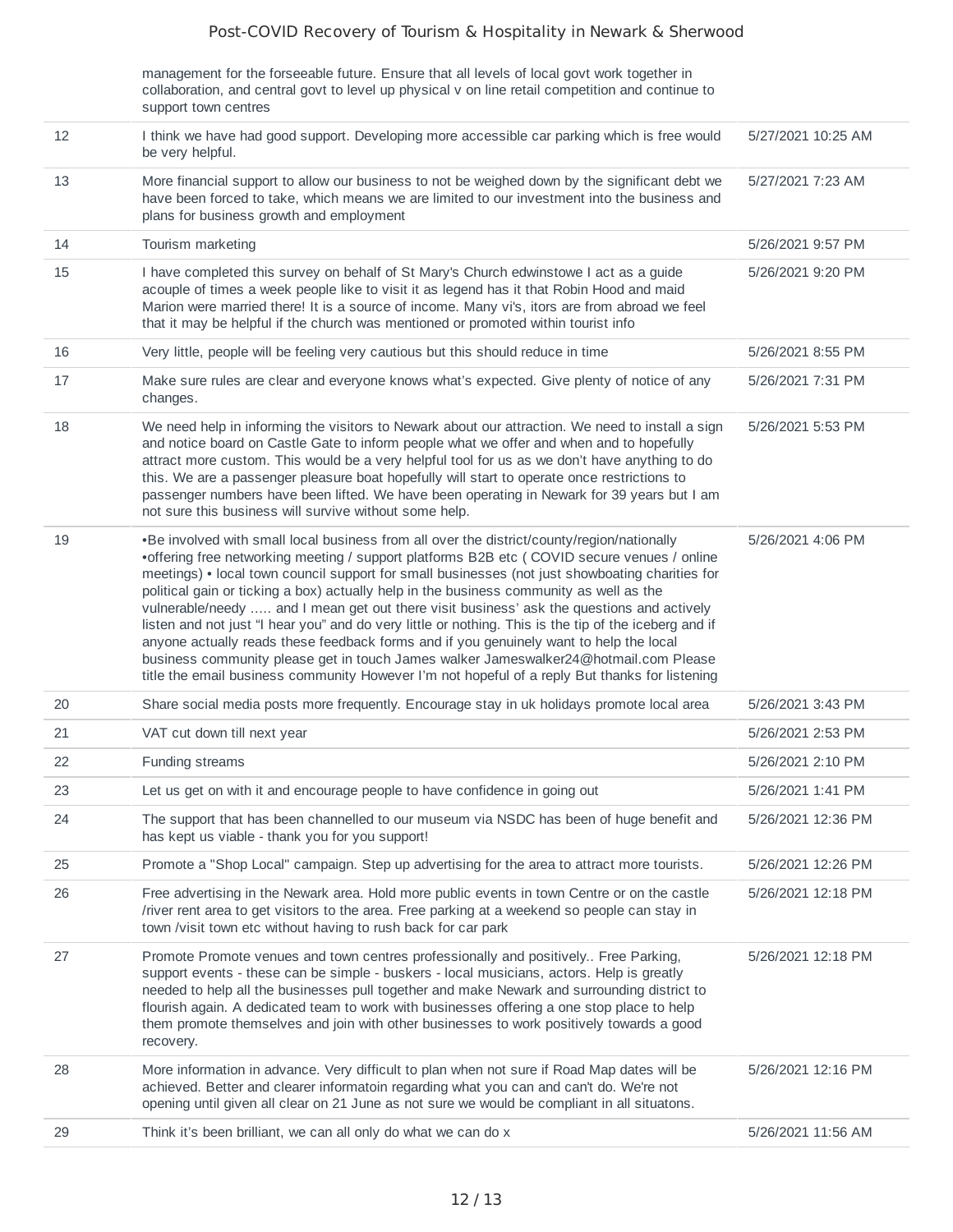| | | |
|---|---|---|
| | management for the forseeable future. Ensure that all levels of local govt work together in collaboration, and central govt to level up physical v on line retail competition and continue to support town centres | |
| 12 | I think we have had good support. Developing more accessible car parking which is free would be very helpful. | 5/27/2021 10:25 AM |
| 13 | More financial support to allow our business to not be weighed down by the significant debt we have been forced to take, which means we are limited to our investment into the business and plans for business growth and employment | 5/27/2021 7:23 AM |
| 14 | Tourism marketing | 5/26/2021 9:57 PM |
| 15 | I have completed this survey on behalf of St Mary's Church edwinstowe I act as a guide acouple of times a week people like to visit it as legend has it that Robin Hood and maid Marion were married there! It is a source of income. Many vi's, itors are from abroad we feel that it may be helpful if the church was mentioned or promoted within tourist info | 5/26/2021 9:20 PM |
| 16 | Very little, people will be feeling very cautious but this should reduce in time | 5/26/2021 8:55 PM |
| 17 | Make sure rules are clear and everyone knows what's expected. Give plenty of notice of any changes. | 5/26/2021 7:31 PM |
| 18 | We need help in informing the visitors to Newark about our attraction. We need to install a sign and notice board on Castle Gate to inform people what we offer and when and to hopefully attract more custom. This would be a very helpful tool for us as we don't have anything to do this. We are a passenger pleasure boat hopefully will start to operate once restrictions to passenger numbers have been lifted. We have been operating in Newark for 39 years but I am not sure this business will survive without some help. | 5/26/2021 5:53 PM |
| 19 | •Be involved with small local business from all over the district/county/region/nationally •offering free networking meeting / support platforms B2B etc ( COVID secure venues / online meetings) • local town council support for small businesses (not just showboating charities for political gain or ticking a box) actually help in the business community as well as the vulnerable/needy ..... and I mean get out there visit business' ask the questions and actively listen and not just "I hear you" and do very little or nothing. This is the tip of the iceberg and if anyone actually reads these feedback forms and if you genuinely want to help the local business community please get in touch James walker Jameswalker24@hotmail.com Please title the email business community However I'm not hopeful of a reply But thanks for listening | 5/26/2021 4:06 PM |
| 20 | Share social media posts more frequently. Encourage stay in uk holidays promote local area | 5/26/2021 3:43 PM |
| 21 | VAT cut down till next year | 5/26/2021 2:53 PM |
| 22 | Funding streams | 5/26/2021 2:10 PM |
| 23 | Let us get on with it and encourage people to have confidence in going out | 5/26/2021 1:41 PM |
| 24 | The support that has been channelled to our museum via NSDC has been of huge benefit and has kept us viable - thank you for you support! | 5/26/2021 12:36 PM |
| 25 | Promote a "Shop Local" campaign. Step up advertising for the area to attract more tourists. | 5/26/2021 12:26 PM |
| 26 | Free advertising in the Newark area. Hold more public events in town Centre or on the castle /river rent area to get visitors to the area. Free parking at a weekend so people can stay in town /visit town etc without having to rush back for car park | 5/26/2021 12:18 PM |
| 27 | Promote Promote venues and town centres professionally and positively.. Free Parking, support events - these can be simple - buskers - local musicians, actors. Help is greatly needed to help all the businesses pull together and make Newark and surrounding district to flourish again. A dedicated team to work with businesses offering a one stop place to help them promote themselves and join with other businesses to work positively towards a good recovery. | 5/26/2021 12:18 PM |
| 28 | More information in advance. Very difficult to plan when not sure if Road Map dates will be achieved. Better and clearer informatoin regarding what you can and can't do. We're not opening until given all clear on 21 June as not sure we would be compliant in all situatons. | 5/26/2021 12:16 PM |
| 29 | Think it's been brilliant, we can all only do what we can do x | 5/26/2021 11:56 AM |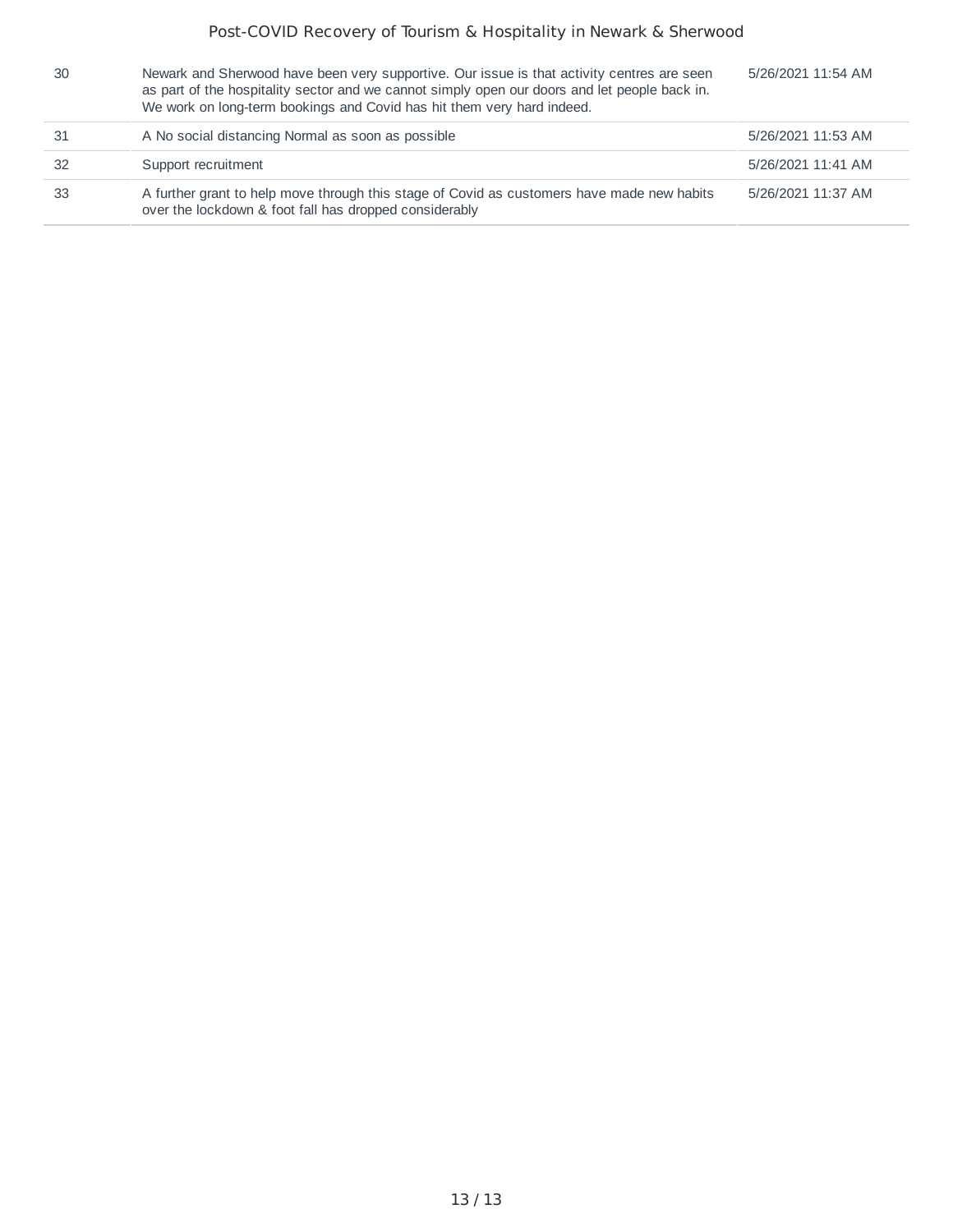| | | |
|---|---|---|
| 30 | Newark and Sherwood have been very supportive. Our issue is that activity centres are seen as part of the hospitality sector and we cannot simply open our doors and let people back in. We work on long-term bookings and Covid has hit them very hard indeed. | 5/26/2021 11:54 AM |
| 31 | A No social distancing Normal as soon as possible | 5/26/2021 11:53 AM |
| 32 | Support recruitment | 5/26/2021 11:41 AM |
| 33 | A further grant to help move through this stage of Covid as customers have made new habits over the lockdown & foot fall has dropped considerably | 5/26/2021 11:37 AM |